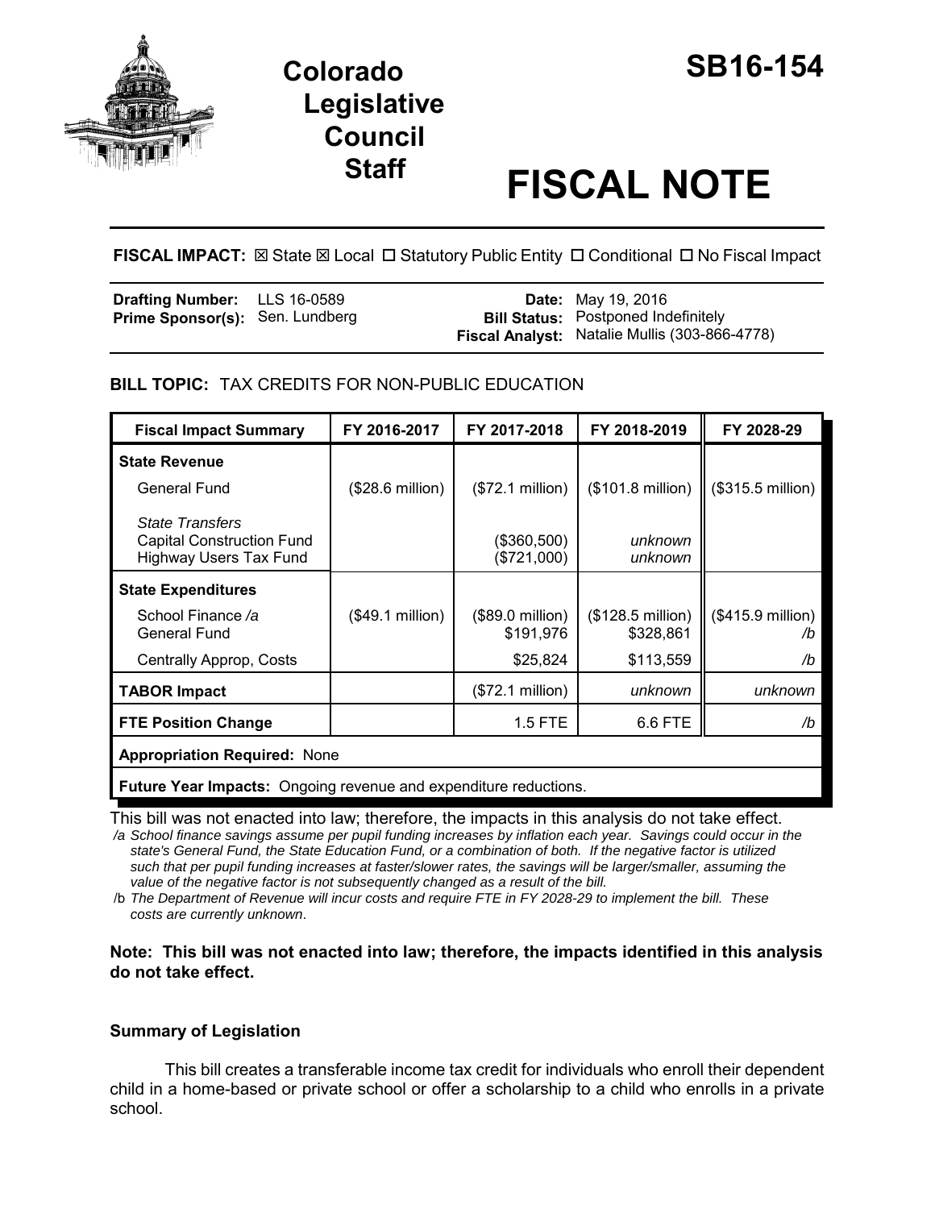# Colorado Legislative Council Staff

# SB16-154

# FISCAL NOTE

**FISCAL IMPACT:** ☒ State ☒ Local ☐ Statutory Public Entity ☐ Conditional ☐ No Fiscal Impact

| | | | |
|---|---|---|---|
| **Drafting Number:** | LLS 16-0589 | **Date:** | May 19, 2016 |
| **Prime Sponsor(s):** | Sen. Lundberg | **Bill Status:** | Postponed Indefinitely |
| | | **Fiscal Analyst:** | Natalie Mullis (303-866-4778) |

**BILL TOPIC:** TAX CREDITS FOR NON-PUBLIC EDUCATION

| Fiscal Impact Summary | FY 2016-2017 | FY 2017-2018 | FY 2018-2019 | FY 2028-29 |
|---|---|---|---|---|
| **State Revenue** | | | | |
| General Fund | ($28.6 million) | ($72.1 million) | ($101.8 million) | ($315.5 million) |
| *State Transfers* | | | | |
| Capital Construction Fund | | ($360,500) | *unknown* | |
| Highway Users Tax Fund | | ($721,000) | *unknown* | |
| **State Expenditures** | | | | |
| School Finance */a* | ($49.1 million) | ($89.0 million) | ($128.5 million) | ($415.9 million) |
| General Fund | | $191,976 | $328,861 | /b |
| Centrally Approp, Costs | | $25,824 | $113,559 | /b |
| **TABOR Impact** | | ($72.1 million) | *unknown* | *unknown* |
| **FTE Position Change** | | 1.5 FTE | 6.6 FTE | /b |
| **Appropriation Required:** None | | | | |
| **Future Year Impacts:** Ongoing revenue and expenditure reductions. | | | | |

This bill was not enacted into law; therefore, the impacts in this analysis do not take effect.

/a *School finance savings assume per pupil funding increases by inflation each year. Savings could occur in the state's General Fund, the State Education Fund, or a combination of both. If the negative factor is utilized such that per pupil funding increases at faster/slower rates, the savings will be larger/smaller, assuming the value of the negative factor is not subsequently changed as a result of the bill.*

/b *The Department of Revenue will incur costs and require FTE in FY 2028-29 to implement the bill. These costs are currently unknown.*

**Note: This bill was not enacted into law; therefore, the impacts identified in this analysis do not take effect.**

### Summary of Legislation

This bill creates a transferable income tax credit for individuals who enroll their dependent child in a home-based or private school or offer a scholarship to a child who enrolls in a private school.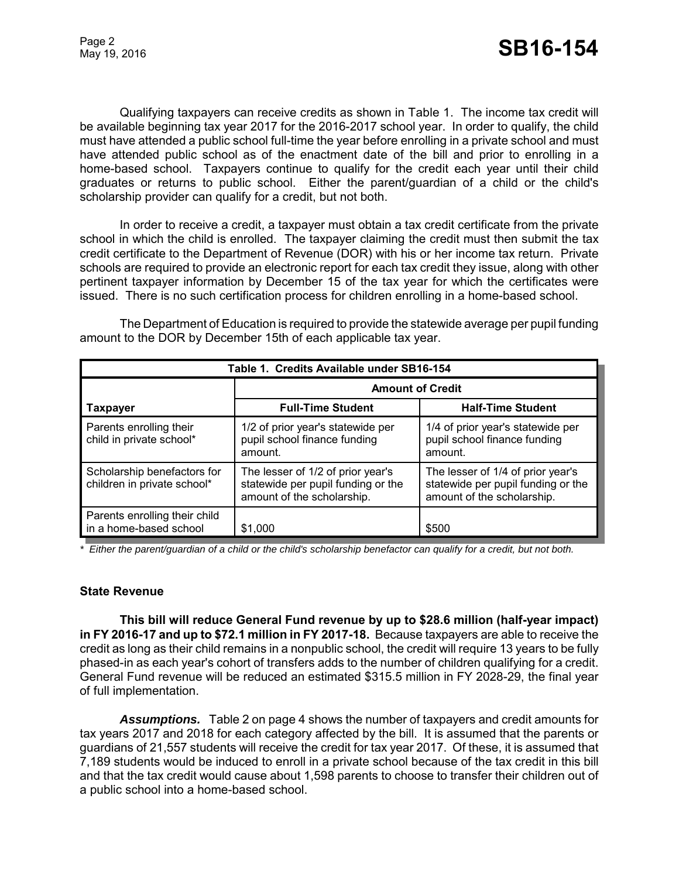Qualifying taxpayers can receive credits as shown in Table 1. The income tax credit will be available beginning tax year 2017 for the 2016-2017 school year. In order to qualify, the child must have attended a public school full-time the year before enrolling in a private school and must have attended public school as of the enactment date of the bill and prior to enrolling in a home-based school. Taxpayers continue to qualify for the credit each year until their child graduates or returns to public school. Either the parent/guardian of a child or the child's scholarship provider can qualify for a credit, but not both.

In order to receive a credit, a taxpayer must obtain a tax credit certificate from the private school in which the child is enrolled. The taxpayer claiming the credit must then submit the tax credit certificate to the Department of Revenue (DOR) with his or her income tax return. Private schools are required to provide an electronic report for each tax credit they issue, along with other pertinent taxpayer information by December 15 of the tax year for which the certificates were issued. There is no such certification process for children enrolling in a home-based school.

The Department of Education is required to provide the statewide average per pupil funding amount to the DOR by December 15th of each applicable tax year.

| Table 1. Credits Available under SB16-154 | | |
|---|---|---|
| | **Amount of Credit** | |
| **Taxpayer** | **Full-Time Student** | **Half-Time Student** |
| Parents enrolling their child in private school* | 1/2 of prior year's statewide per pupil school finance funding amount. | 1/4 of prior year's statewide per pupil school finance funding amount. |
| Scholarship benefactors for children in private school* | The lesser of 1/2 of prior year's statewide per pupil funding or the amount of the scholarship. | The lesser of 1/4 of prior year's statewide per pupil funding or the amount of the scholarship. |
| Parents enrolling their child in a home-based school | $1,000 | $500 |

*\* Either the parent/guardian of a child or the child's scholarship benefactor can qualify for a credit, but not both.*

### State Revenue

**This bill will reduce General Fund revenue by up to $28.6 million (half-year impact) in FY 2016-17 and up to $72.1 million in FY 2017-18.** Because taxpayers are able to receive the credit as long as their child remains in a nonpublic school, the credit will require 13 years to be fully phased-in as each year's cohort of transfers adds to the number of children qualifying for a credit. General Fund revenue will be reduced an estimated $315.5 million in FY 2028-29, the final year of full implementation.

***Assumptions.*** Table 2 on page 4 shows the number of taxpayers and credit amounts for tax years 2017 and 2018 for each category affected by the bill. It is assumed that the parents or guardians of 21,557 students will receive the credit for tax year 2017. Of these, it is assumed that 7,189 students would be induced to enroll in a private school because of the tax credit in this bill and that the tax credit would cause about 1,598 parents to choose to transfer their children out of a public school into a home-based school.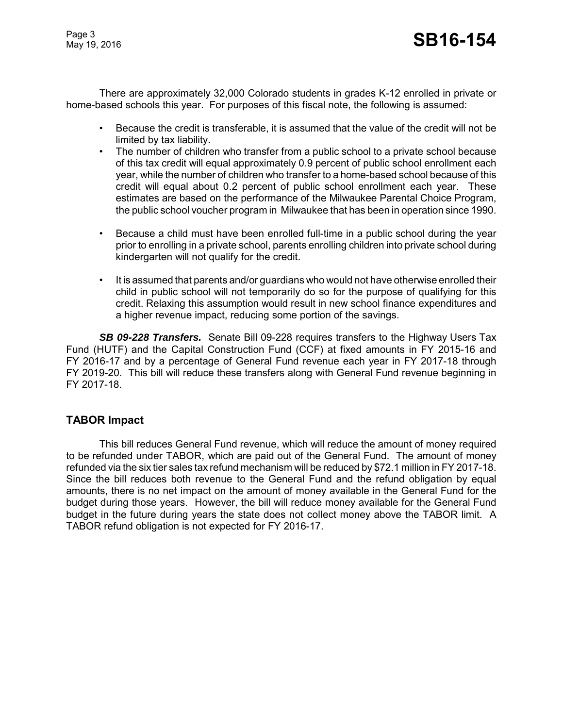There are approximately 32,000 Colorado students in grades K-12 enrolled in private or home-based schools this year. For purposes of this fiscal note, the following is assumed:

- Because the credit is transferable, it is assumed that the value of the credit will not be limited by tax liability.
- The number of children who transfer from a public school to a private school because of this tax credit will equal approximately 0.9 percent of public school enrollment each year, while the number of children who transfer to a home-based school because of this credit will equal about 0.2 percent of public school enrollment each year. These estimates are based on the performance of the Milwaukee Parental Choice Program, the public school voucher program in Milwaukee that has been in operation since 1990.
- Because a child must have been enrolled full-time in a public school during the year prior to enrolling in a private school, parents enrolling children into private school during kindergarten will not qualify for the credit.
- It is assumed that parents and/or guardians who would not have otherwise enrolled their child in public school will not temporarily do so for the purpose of qualifying for this credit. Relaxing this assumption would result in new school finance expenditures and a higher revenue impact, reducing some portion of the savings.

***SB 09-228 Transfers.*** Senate Bill 09-228 requires transfers to the Highway Users Tax Fund (HUTF) and the Capital Construction Fund (CCF) at fixed amounts in FY 2015-16 and FY 2016-17 and by a percentage of General Fund revenue each year in FY 2017-18 through FY 2019-20. This bill will reduce these transfers along with General Fund revenue beginning in FY 2017-18.

## TABOR Impact

This bill reduces General Fund revenue, which will reduce the amount of money required to be refunded under TABOR, which are paid out of the General Fund. The amount of money refunded via the six tier sales tax refund mechanism will be reduced by $72.1 million in FY 2017-18. Since the bill reduces both revenue to the General Fund and the refund obligation by equal amounts, there is no net impact on the amount of money available in the General Fund for the budget during those years. However, the bill will reduce money available for the General Fund budget in the future during years the state does not collect money above the TABOR limit. A TABOR refund obligation is not expected for FY 2016-17.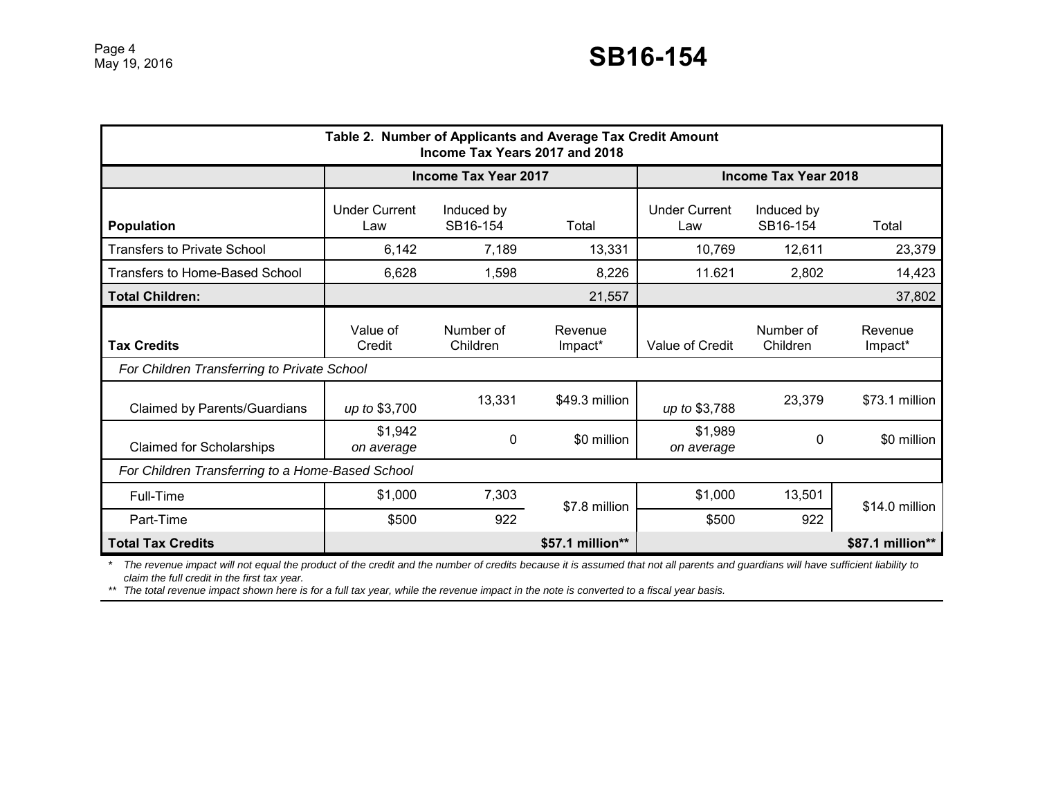| Table 2. Number of Applicants and Average Tax Credit Amount Income Tax Years 2017 and 2018 | | | | | | |
|---|---|---|---|---|---|---|
| | Income Tax Year 2017 | | | Income Tax Year 2018 | | |
| **Population** | Under Current Law | Induced by SB16-154 | Total | Under Current Law | Induced by SB16-154 | Total |
| Transfers to Private School | 6,142 | 7,189 | 13,331 | 10,769 | 12,611 | 23,379 |
| Transfers to Home-Based School | 6,628 | 1,598 | 8,226 | 11.621 | 2,802 | 14,423 |
| **Total Children:** | | | 21,557 | | | 37,802 |
| **Tax Credits** | Value of Credit | Number of Children | Revenue Impact* | Value of Credit | Number of Children | Revenue Impact* |
| *For Children Transferring to Private School* | | | | | | |
| Claimed by Parents/Guardians | *up to* $3,700 | 13,331 | $49.3 million | *up to* $3,788 | 23,379 | $73.1 million |
| Claimed for Scholarships | $1,942 *on average* | 0 | $0 million | $1,989 *on average* | 0 | $0 million |
| *For Children Transferring to a Home-Based School* | | | | | | |
| Full-Time | $1,000 | 7,303 | $7.8 million | $1,000 | 13,501 | $14.0 million |
| Part-Time | $500 | 922 | | $500 | 922 | |
| **Total Tax Credits** | | | **$57.1 million**** | | | **$87.1 million**** |

\* *The revenue impact will not equal the product of the credit and the number of credits because it is assumed that not all parents and guardians will have sufficient liability to claim the full credit in the first tax year.*

\*\* *The total revenue impact shown here is for a full tax year, while the revenue impact in the note is converted to a fiscal year basis.*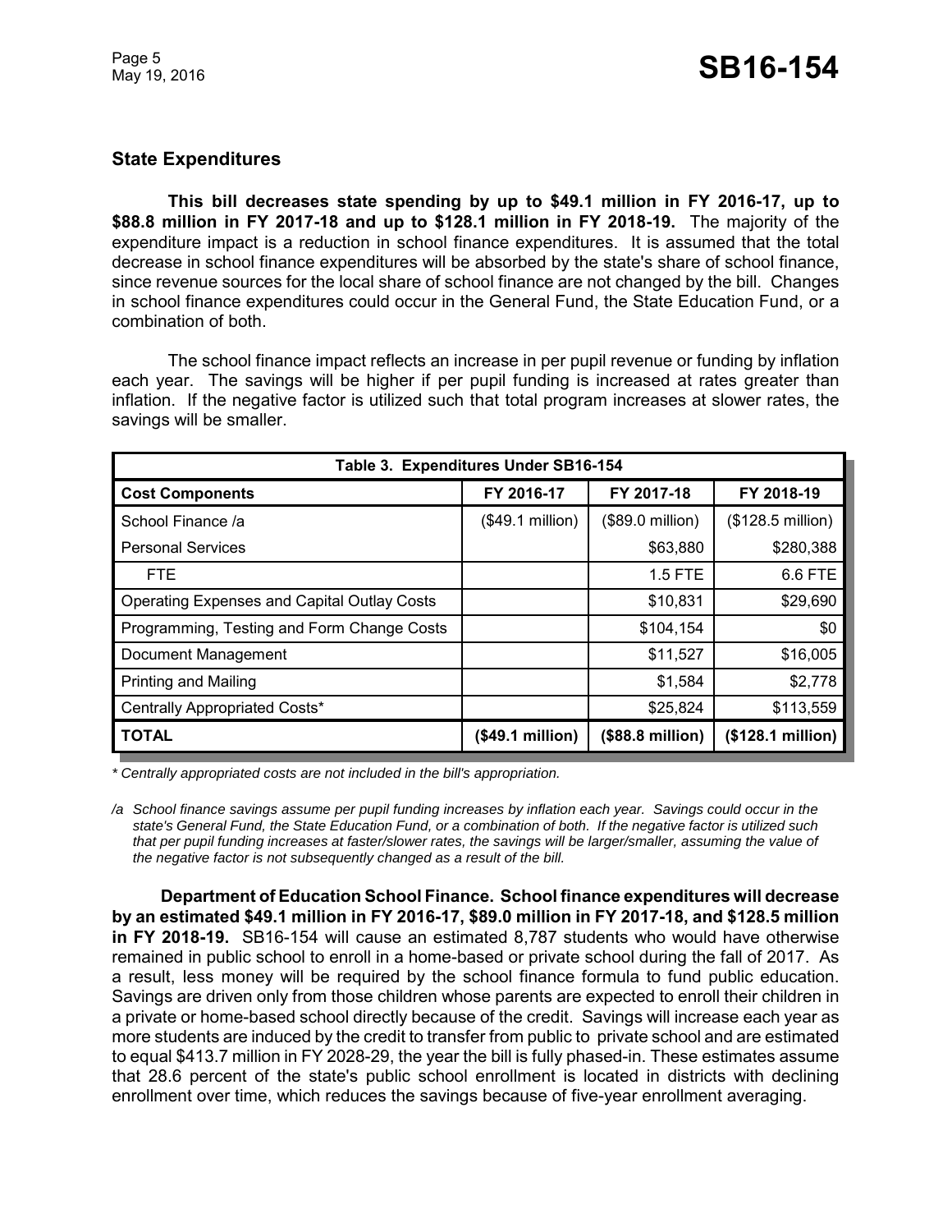## State Expenditures

**This bill decreases state spending by up to $49.1 million in FY 2016-17, up to $88.8 million in FY 2017-18 and up to $128.1 million in FY 2018-19.** The majority of the expenditure impact is a reduction in school finance expenditures. It is assumed that the total decrease in school finance expenditures will be absorbed by the state's share of school finance, since revenue sources for the local share of school finance are not changed by the bill. Changes in school finance expenditures could occur in the General Fund, the State Education Fund, or a combination of both.

The school finance impact reflects an increase in per pupil revenue or funding by inflation each year. The savings will be higher if per pupil funding is increased at rates greater than inflation. If the negative factor is utilized such that total program increases at slower rates, the savings will be smaller.

**Table 3. Expenditures Under SB16-154**

| Cost Components | FY 2016-17 | FY 2017-18 | FY 2018-19 |
|---|---|---|---|
| School Finance /a | ($49.1 million) | ($89.0 million) | ($128.5 million) |
| Personal Services | | $63,880 | $280,388 |
| FTE | | 1.5 FTE | 6.6 FTE |
| Operating Expenses and Capital Outlay Costs | | $10,831 | $29,690 |
| Programming, Testing and Form Change Costs | | $104,154 | $0 |
| Document Management | | $11,527 | $16,005 |
| Printing and Mailing | | $1,584 | $2,778 |
| Centrally Appropriated Costs* | | $25,824 | $113,559 |
| **TOTAL** | **($49.1 million)** | **($88.8 million)** | **($128.1 million)** |

*\* Centrally appropriated costs are not included in the bill's appropriation.*

*/a School finance savings assume per pupil funding increases by inflation each year. Savings could occur in the state's General Fund, the State Education Fund, or a combination of both. If the negative factor is utilized such that per pupil funding increases at faster/slower rates, the savings will be larger/smaller, assuming the value of the negative factor is not subsequently changed as a result of the bill.*

**Department of Education School Finance. School finance expenditures will decrease by an estimated $49.1 million in FY 2016-17, $89.0 million in FY 2017-18, and $128.5 million in FY 2018-19.** SB16-154 will cause an estimated 8,787 students who would have otherwise remained in public school to enroll in a home-based or private school during the fall of 2017. As a result, less money will be required by the school finance formula to fund public education. Savings are driven only from those children whose parents are expected to enroll their children in a private or home-based school directly because of the credit. Savings will increase each year as more students are induced by the credit to transfer from public to private school and are estimated to equal $413.7 million in FY 2028-29, the year the bill is fully phased-in. These estimates assume that 28.6 percent of the state's public school enrollment is located in districts with declining enrollment over time, which reduces the savings because of five-year enrollment averaging.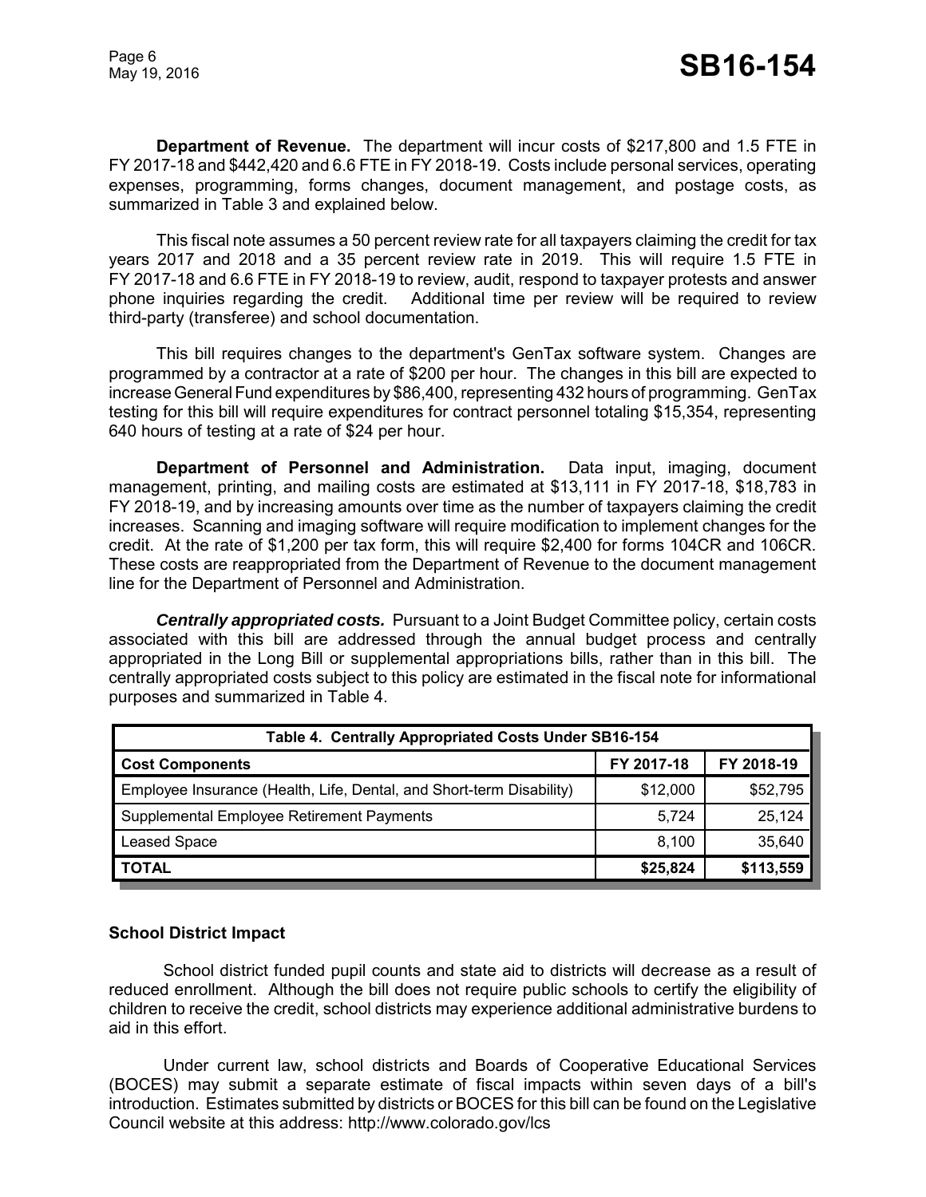**Department of Revenue.** The department will incur costs of $217,800 and 1.5 FTE in FY 2017-18 and $442,420 and 6.6 FTE in FY 2018-19. Costs include personal services, operating expenses, programming, forms changes, document management, and postage costs, as summarized in Table 3 and explained below.

This fiscal note assumes a 50 percent review rate for all taxpayers claiming the credit for tax years 2017 and 2018 and a 35 percent review rate in 2019. This will require 1.5 FTE in FY 2017-18 and 6.6 FTE in FY 2018-19 to review, audit, respond to taxpayer protests and answer phone inquiries regarding the credit. Additional time per review will be required to review third-party (transferee) and school documentation.

This bill requires changes to the department's GenTax software system. Changes are programmed by a contractor at a rate of $200 per hour. The changes in this bill are expected to increase General Fund expenditures by $86,400, representing 432 hours of programming. GenTax testing for this bill will require expenditures for contract personnel totaling $15,354, representing 640 hours of testing at a rate of $24 per hour.

**Department of Personnel and Administration.** Data input, imaging, document management, printing, and mailing costs are estimated at $13,111 in FY 2017-18, $18,783 in FY 2018-19, and by increasing amounts over time as the number of taxpayers claiming the credit increases. Scanning and imaging software will require modification to implement changes for the credit. At the rate of $1,200 per tax form, this will require $2,400 for forms 104CR and 106CR. These costs are reappropriated from the Department of Revenue to the document management line for the Department of Personnel and Administration.

***Centrally appropriated costs.*** Pursuant to a Joint Budget Committee policy, certain costs associated with this bill are addressed through the annual budget process and centrally appropriated in the Long Bill or supplemental appropriations bills, rather than in this bill. The centrally appropriated costs subject to this policy are estimated in the fiscal note for informational purposes and summarized in Table 4.

| Table 4. Centrally Appropriated Costs Under SB16-154 | | |
|---|---|---|
| **Cost Components** | **FY 2017-18** | **FY 2018-19** |
| Employee Insurance (Health, Life, Dental, and Short-term Disability) | $12,000 | $52,795 |
| Supplemental Employee Retirement Payments | 5,724 | 25,124 |
| Leased Space | 8,100 | 35,640 |
| **TOTAL** | **$25,824** | **$113,559** |

### School District Impact

School district funded pupil counts and state aid to districts will decrease as a result of reduced enrollment. Although the bill does not require public schools to certify the eligibility of children to receive the credit, school districts may experience additional administrative burdens to aid in this effort.

Under current law, school districts and Boards of Cooperative Educational Services (BOCES) may submit a separate estimate of fiscal impacts within seven days of a bill's introduction. Estimates submitted by districts or BOCES for this bill can be found on the Legislative Council website at this address: http://www.colorado.gov/lcs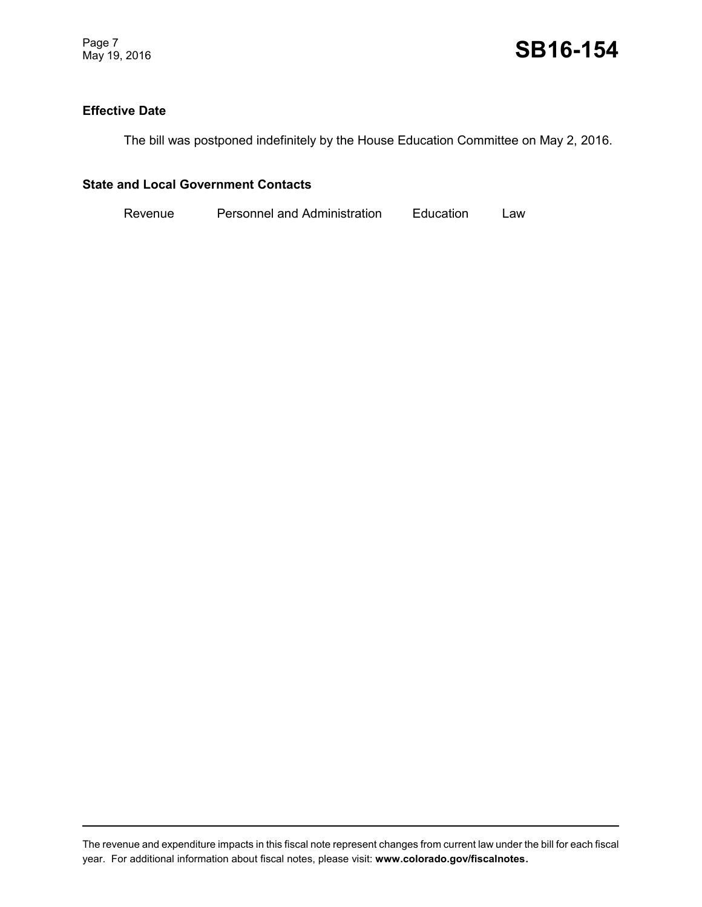### Effective Date

The bill was postponed indefinitely by the House Education Committee on May 2, 2016.

### State and Local Government Contacts

Revenue    Personnel and Administration    Education    Law

The revenue and expenditure impacts in this fiscal note represent changes from current law under the bill for each fiscal year. For additional information about fiscal notes, please visit: **www.colorado.gov/fiscalnotes.**